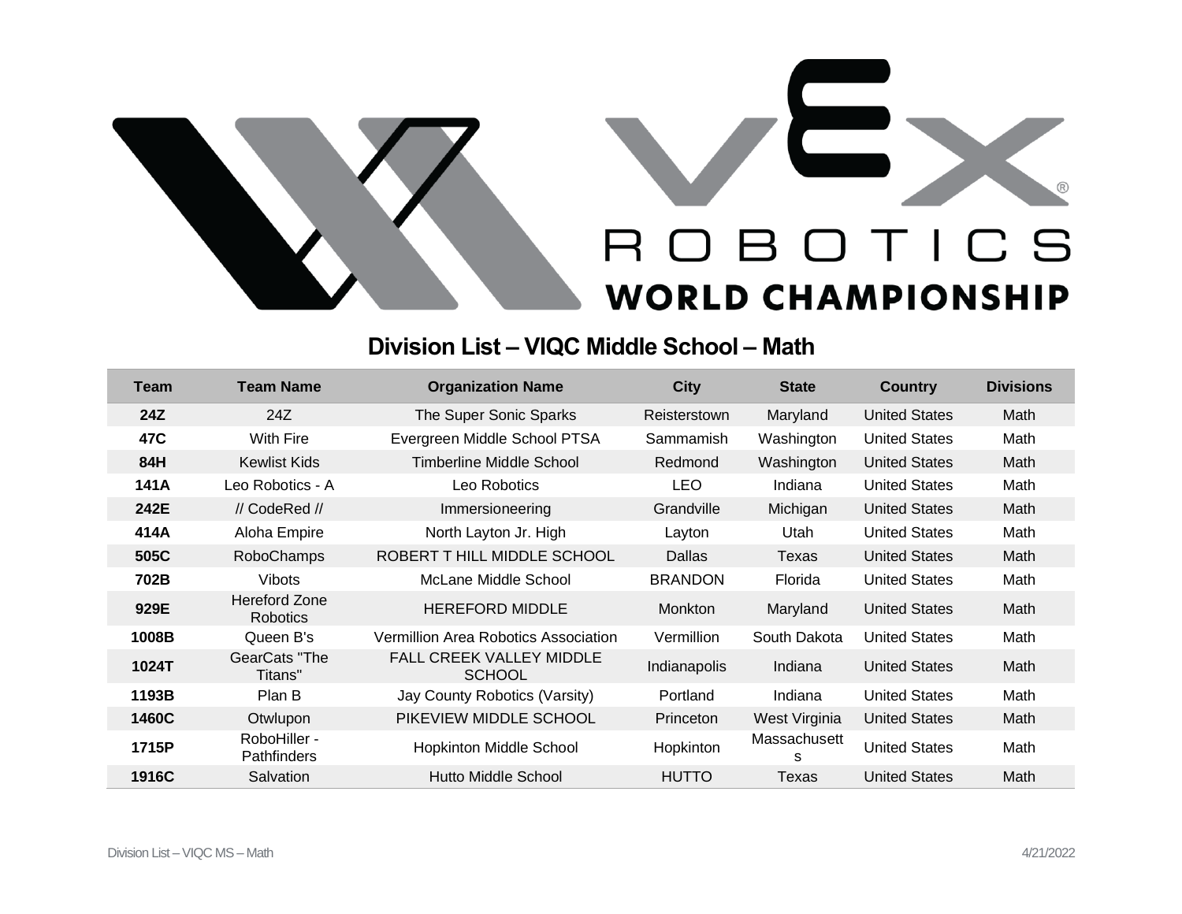# VEX ROBOTICS WORLD CHAMPIONSHIP

## Division List – VIQC Middle School – Math

| Team | Team Name | Organization Name | City | State | Country | Divisions |
|---|---|---|---|---|---|---|
| **24Z** | 24Z | The Super Sonic Sparks | Reisterstown | Maryland | United States | Math |
| **47C** | With Fire | Evergreen Middle School PTSA | Sammamish | Washington | United States | Math |
| **84H** | Kewlist Kids | Timberline Middle School | Redmond | Washington | United States | Math |
| **141A** | Leo Robotics - A | Leo Robotics | LEO | Indiana | United States | Math |
| **242E** | // CodeRed // | Immersioneering | Grandville | Michigan | United States | Math |
| **414A** | Aloha Empire | North Layton Jr. High | Layton | Utah | United States | Math |
| **505C** | RoboChamps | ROBERT T HILL MIDDLE SCHOOL | Dallas | Texas | United States | Math |
| **702B** | Vibots | McLane Middle School | BRANDON | Florida | United States | Math |
| **929E** | Hereford Zone Robotics | HEREFORD MIDDLE | Monkton | Maryland | United States | Math |
| **1008B** | Queen B's | Vermillion Area Robotics Association | Vermillion | South Dakota | United States | Math |
| **1024T** | GearCats "The Titans" | FALL CREEK VALLEY MIDDLE SCHOOL | Indianapolis | Indiana | United States | Math |
| **1193B** | Plan B | Jay County Robotics (Varsity) | Portland | Indiana | United States | Math |
| **1460C** | Otwlupon | PIKEVIEW MIDDLE SCHOOL | Princeton | West Virginia | United States | Math |
| **1715P** | RoboHiller - Pathfinders | Hopkinton Middle School | Hopkinton | Massachusetts | United States | Math |
| **1916C** | Salvation | Hutto Middle School | HUTTO | Texas | United States | Math |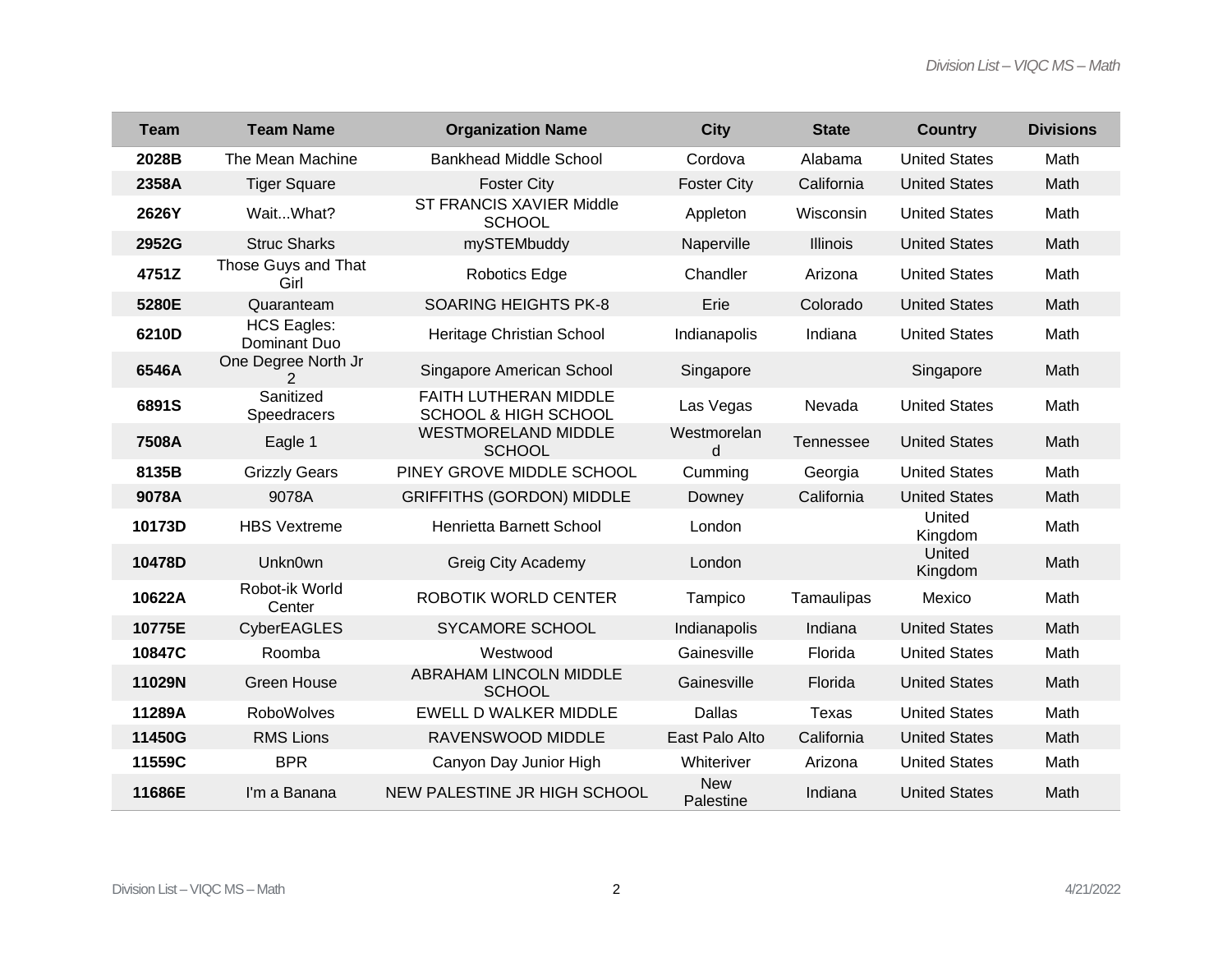| Team | Team Name | Organization Name | City | State | Country | Divisions |
|---|---|---|---|---|---|---|
| 2028B | The Mean Machine | Bankhead Middle School | Cordova | Alabama | United States | Math |
| 2358A | Tiger Square | Foster City | Foster City | California | United States | Math |
| 2626Y | Wait...What? | ST FRANCIS XAVIER Middle SCHOOL | Appleton | Wisconsin | United States | Math |
| 2952G | Struc Sharks | mySTEMbuddy | Naperville | Illinois | United States | Math |
| 4751Z | Those Guys and That Girl | Robotics Edge | Chandler | Arizona | United States | Math |
| 5280E | Quaranteam | SOARING HEIGHTS PK-8 | Erie | Colorado | United States | Math |
| 6210D | HCS Eagles: Dominant Duo | Heritage Christian School | Indianapolis | Indiana | United States | Math |
| 6546A | One Degree North Jr 2 | Singapore American School | Singapore | | Singapore | Math |
| 6891S | Sanitized Speedracers | FAITH LUTHERAN MIDDLE SCHOOL & HIGH SCHOOL | Las Vegas | Nevada | United States | Math |
| 7508A | Eagle 1 | WESTMORELAND MIDDLE SCHOOL | Westmoreland | Tennessee | United States | Math |
| 8135B | Grizzly Gears | PINEY GROVE MIDDLE SCHOOL | Cumming | Georgia | United States | Math |
| 9078A | 9078A | GRIFFITHS (GORDON) MIDDLE | Downey | California | United States | Math |
| 10173D | HBS Vextreme | Henrietta Barnett School | London | | United Kingdom | Math |
| 10478D | Unkn0wn | Greig City Academy | London | | United Kingdom | Math |
| 10622A | Robot-ik World Center | ROBOTIK WORLD CENTER | Tampico | Tamaulipas | Mexico | Math |
| 10775E | CyberEAGLES | SYCAMORE SCHOOL | Indianapolis | Indiana | United States | Math |
| 10847C | Roomba | Westwood | Gainesville | Florida | United States | Math |
| 11029N | Green House | ABRAHAM LINCOLN MIDDLE SCHOOL | Gainesville | Florida | United States | Math |
| 11289A | RoboWolves | EWELL D WALKER MIDDLE | Dallas | Texas | United States | Math |
| 11450G | RMS Lions | RAVENSWOOD MIDDLE | East Palo Alto | California | United States | Math |
| 11559C | BPR | Canyon Day Junior High | Whiteriver | Arizona | United States | Math |
| 11686E | I'm a Banana | NEW PALESTINE JR HIGH SCHOOL | New Palestine | Indiana | United States | Math |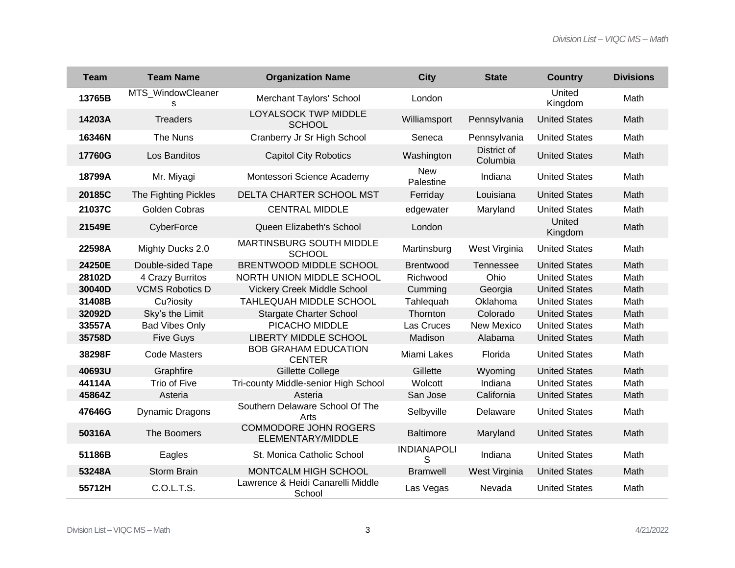| Team | Team Name | Organization Name | City | State | Country | Divisions |
|---|---|---|---|---|---|---|
| **13765B** | MTS_WindowCleaners | Merchant Taylors' School | London | | United Kingdom | Math |
| **14203A** | Treaders | LOYALSOCK TWP MIDDLE SCHOOL | Williamsport | Pennsylvania | United States | Math |
| **16346N** | The Nuns | Cranberry Jr Sr High School | Seneca | Pennsylvania | United States | Math |
| **17760G** | Los Banditos | Capitol City Robotics | Washington | District of Columbia | United States | Math |
| **18799A** | Mr. Miyagi | Montessori Science Academy | New Palestine | Indiana | United States | Math |
| **20185C** | The Fighting Pickles | DELTA CHARTER SCHOOL MST | Ferriday | Louisiana | United States | Math |
| **21037C** | Golden Cobras | CENTRAL MIDDLE | edgewater | Maryland | United States | Math |
| **21549E** | CyberForce | Queen Elizabeth's School | London | | United Kingdom | Math |
| **22598A** | Mighty Ducks 2.0 | MARTINSBURG SOUTH MIDDLE SCHOOL | Martinsburg | West Virginia | United States | Math |
| **24250E** | Double-sided Tape | BRENTWOOD MIDDLE SCHOOL | Brentwood | Tennessee | United States | Math |
| **28102D** | 4 Crazy Burritos | NORTH UNION MIDDLE SCHOOL | Richwood | Ohio | United States | Math |
| **30040D** | VCMS Robotics D | Vickery Creek Middle School | Cumming | Georgia | United States | Math |
| **31408B** | Cu?iosity | TAHLEQUAH MIDDLE SCHOOL | Tahlequah | Oklahoma | United States | Math |
| **32092D** | Sky's the Limit | Stargate Charter School | Thornton | Colorado | United States | Math |
| **33557A** | Bad Vibes Only | PICACHO MIDDLE | Las Cruces | New Mexico | United States | Math |
| **35758D** | Five Guys | LIBERTY MIDDLE SCHOOL | Madison | Alabama | United States | Math |
| **38298F** | Code Masters | BOB GRAHAM EDUCATION CENTER | Miami Lakes | Florida | United States | Math |
| **40693U** | Graphfire | Gillette College | Gillette | Wyoming | United States | Math |
| **44114A** | Trio of Five | Tri-county Middle-senior High School | Wolcott | Indiana | United States | Math |
| **45864Z** | Asteria | Asteria | San Jose | California | United States | Math |
| **47646G** | Dynamic Dragons | Southern Delaware School Of The Arts | Selbyville | Delaware | United States | Math |
| **50316A** | The Boomers | COMMODORE JOHN ROGERS ELEMENTARY/MIDDLE | Baltimore | Maryland | United States | Math |
| **51186B** | Eagles | St. Monica Catholic School | INDIANAPOLIS | Indiana | United States | Math |
| **53248A** | Storm Brain | MONTCALM HIGH SCHOOL | Bramwell | West Virginia | United States | Math |
| **55712H** | C.O.L.T.S. | Lawrence & Heidi Canarelli Middle School | Las Vegas | Nevada | United States | Math |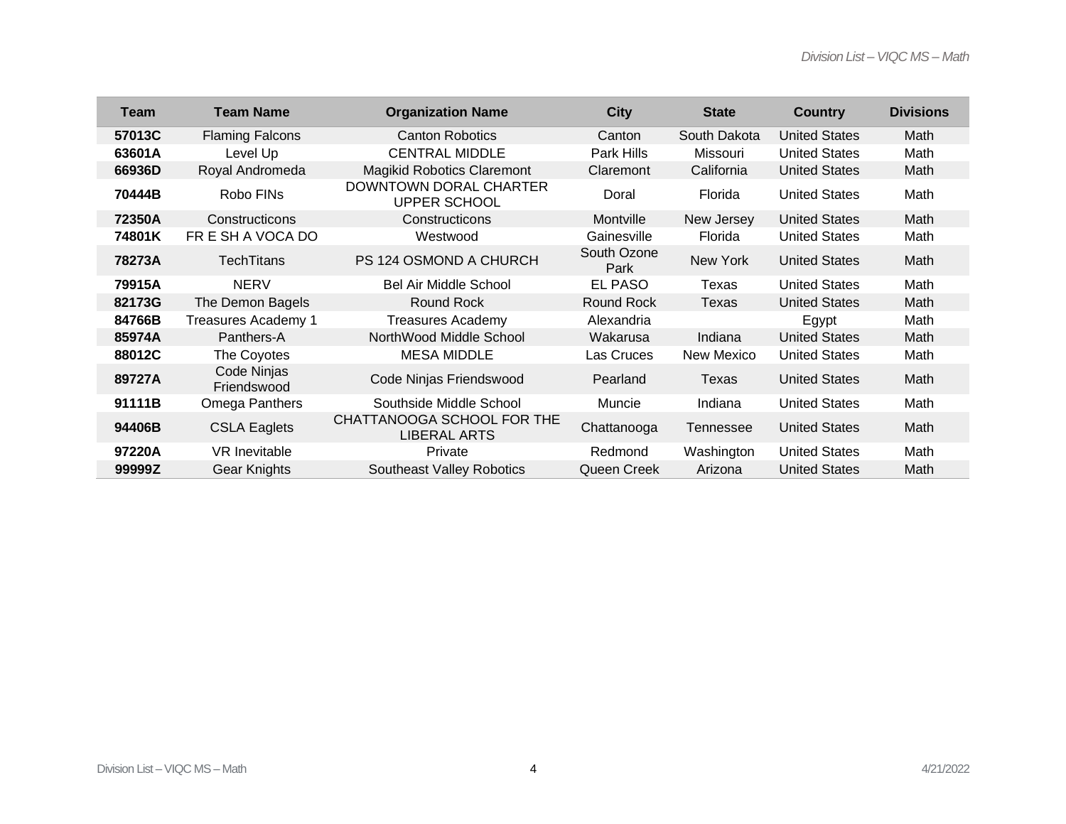| Team | Team Name | Organization Name | City | State | Country | Divisions |
|---|---|---|---|---|---|---|
| **57013C** | Flaming Falcons | Canton Robotics | Canton | South Dakota | United States | Math |
| **63601A** | Level Up | CENTRAL MIDDLE | Park Hills | Missouri | United States | Math |
| **66936D** | Royal Andromeda | Magikid Robotics Claremont | Claremont | California | United States | Math |
| **70444B** | Robo FINs | DOWNTOWN DORAL CHARTER UPPER SCHOOL | Doral | Florida | United States | Math |
| **72350A** | Constructicons | Constructicons | Montville | New Jersey | United States | Math |
| **74801K** | FR E SH A VOCA DO | Westwood | Gainesville | Florida | United States | Math |
| **78273A** | TechTitans | PS 124 OSMOND A CHURCH | South Ozone Park | New York | United States | Math |
| **79915A** | NERV | Bel Air Middle School | EL PASO | Texas | United States | Math |
| **82173G** | The Demon Bagels | Round Rock | Round Rock | Texas | United States | Math |
| **84766B** | Treasures Academy 1 | Treasures Academy | Alexandria | | Egypt | Math |
| **85974A** | Panthers-A | NorthWood Middle School | Wakarusa | Indiana | United States | Math |
| **88012C** | The Coyotes | MESA MIDDLE | Las Cruces | New Mexico | United States | Math |
| **89727A** | Code Ninjas Friendswood | Code Ninjas Friendswood | Pearland | Texas | United States | Math |
| **91111B** | Omega Panthers | Southside Middle School | Muncie | Indiana | United States | Math |
| **94406B** | CSLA Eaglets | CHATTANOOGA SCHOOL FOR THE LIBERAL ARTS | Chattanooga | Tennessee | United States | Math |
| **97220A** | VR Inevitable | Private | Redmond | Washington | United States | Math |
| **99999Z** | Gear Knights | Southeast Valley Robotics | Queen Creek | Arizona | United States | Math |